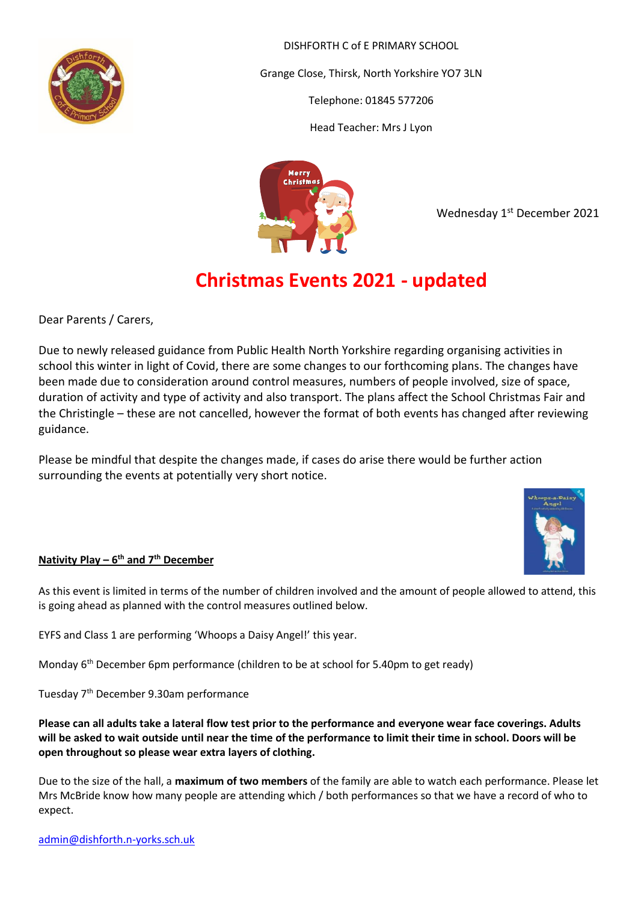DISHFORTH C of E PRIMARY SCHOOL

Grange Close, Thirsk, North Yorkshire YO7 3LN

Telephone: 01845 577206

Head Teacher: Mrs J Lyon

Wednesday 1st December 2021

# Christmas Events 2021 - updated

Dear Parents / Carers,

Due to newly released guidance from Public Health North Yorkshire regarding organising activities in school this winter in light of Covid, there are some changes to our forthcoming plans. The changes have been made due to consideration around control measures, numbers of people involved, size of space, duration of activity and type of activity and also transport. The plans affect the School Christmas Fair and the Christingle – these are not cancelled, however the format of both events has changed after reviewing guidance.

Please be mindful that despite the changes made, if cases do arise there would be further action surrounding the events at potentially very short notice.

**Nativity Play – 6th and 7th December**

As this event is limited in terms of the number of children involved and the amount of people allowed to attend, this is going ahead as planned with the control measures outlined below.

EYFS and Class 1 are performing 'Whoops a Daisy Angel!' this year.

Monday 6th December 6pm performance (children to be at school for 5.40pm to get ready)

Tuesday 7th December 9.30am performance

**Please can all adults take a lateral flow test prior to the performance and everyone wear face coverings. Adults will be asked to wait outside until near the time of the performance to limit their time in school. Doors will be open throughout so please wear extra layers of clothing.**

Due to the size of the hall, a **maximum of two members** of the family are able to watch each performance. Please let Mrs McBride know how many people are attending which / both performances so that we have a record of who to expect.

admin@dishforth.n-yorks.sch.uk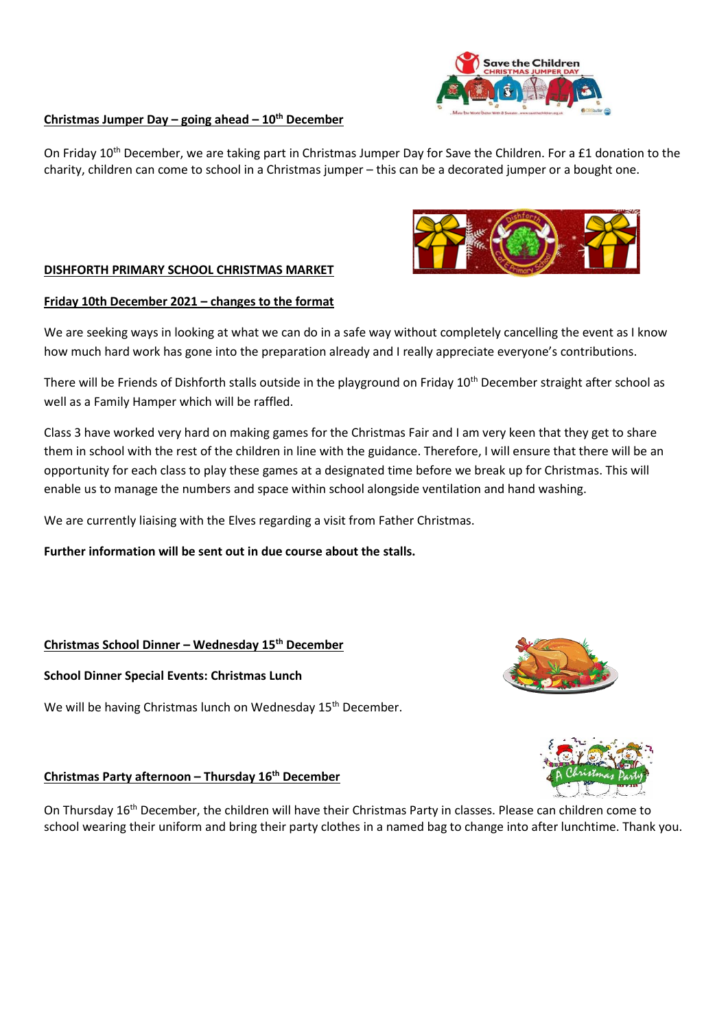**Christmas Jumper Day – going ahead – 10th December**

On Friday 10th December, we are taking part in Christmas Jumper Day for Save the Children. For a £1 donation to the charity, children can come to school in a Christmas jumper – this can be a decorated jumper or a bought one.

**DISHFORTH PRIMARY SCHOOL CHRISTMAS MARKET**

**Friday 10th December 2021 – changes to the format**

We are seeking ways in looking at what we can do in a safe way without completely cancelling the event as I know how much hard work has gone into the preparation already and I really appreciate everyone's contributions.

There will be Friends of Dishforth stalls outside in the playground on Friday 10th December straight after school as well as a Family Hamper which will be raffled.

Class 3 have worked very hard on making games for the Christmas Fair and I am very keen that they get to share them in school with the rest of the children in line with the guidance. Therefore, I will ensure that there will be an opportunity for each class to play these games at a designated time before we break up for Christmas. This will enable us to manage the numbers and space within school alongside ventilation and hand washing.

We are currently liaising with the Elves regarding a visit from Father Christmas.

**Further information will be sent out in due course about the stalls.**

**Christmas School Dinner – Wednesday 15th December**

**School Dinner Special Events: Christmas Lunch**

We will be having Christmas lunch on Wednesday 15th December.

**Christmas Party afternoon – Thursday 16th December**

On Thursday 16th December, the children will have their Christmas Party in classes. Please can children come to school wearing their uniform and bring their party clothes in a named bag to change into after lunchtime. Thank you.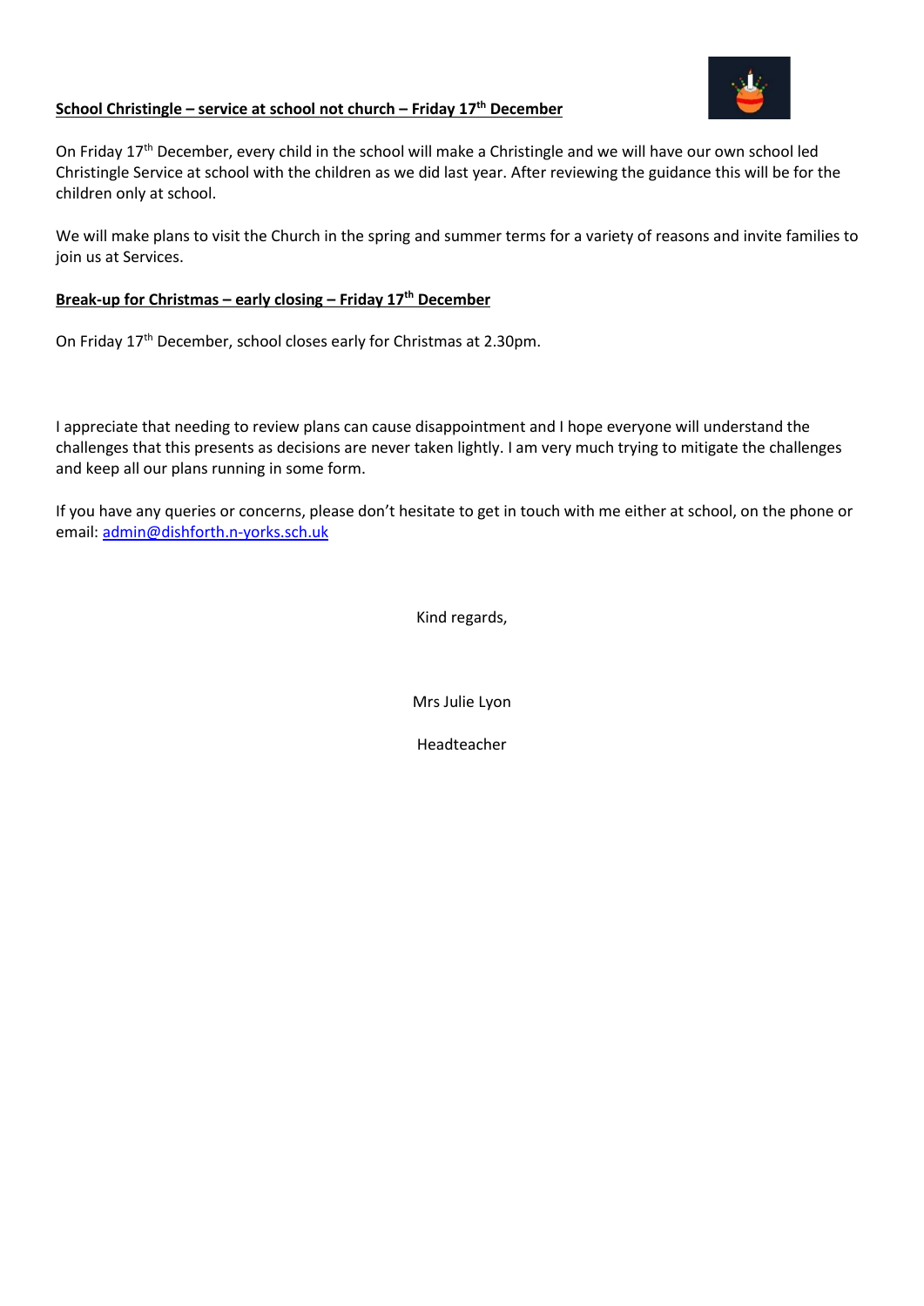**School Christingle – service at school not church – Friday 17th December**

On Friday 17th December, every child in the school will make a Christingle and we will have our own school led Christingle Service at school with the children as we did last year. After reviewing the guidance this will be for the children only at school.

We will make plans to visit the Church in the spring and summer terms for a variety of reasons and invite families to join us at Services.

**Break-up for Christmas – early closing – Friday 17th December**

On Friday 17th December, school closes early for Christmas at 2.30pm.

I appreciate that needing to review plans can cause disappointment and I hope everyone will understand the challenges that this presents as decisions are never taken lightly. I am very much trying to mitigate the challenges and keep all our plans running in some form.

If you have any queries or concerns, please don't hesitate to get in touch with me either at school, on the phone or email: admin@dishforth.n-yorks.sch.uk

Kind regards,

Mrs Julie Lyon

Headteacher